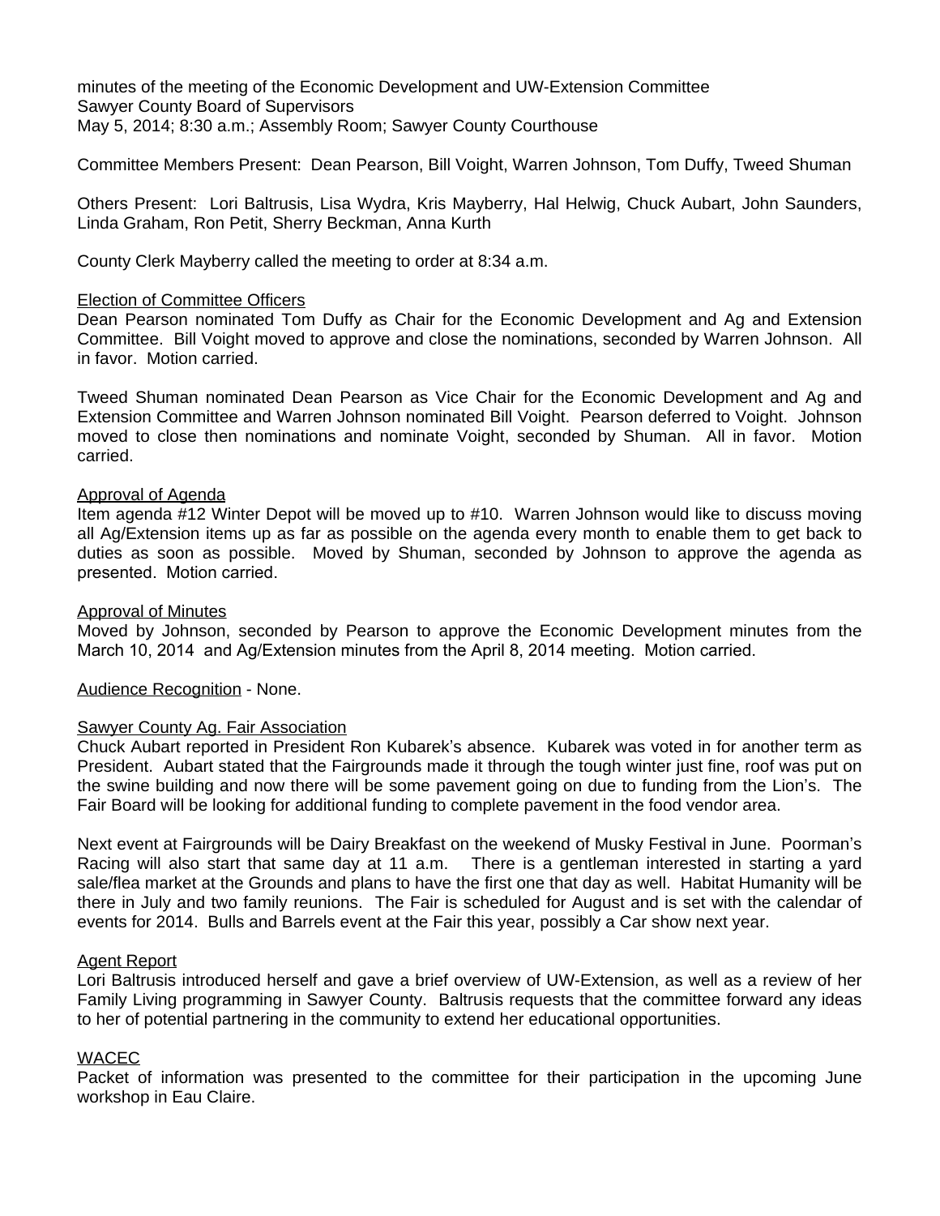minutes of the meeting of the Economic Development and UW-Extension Committee
Sawyer County Board of Supervisors
May 5, 2014; 8:30 a.m.; Assembly Room; Sawyer County Courthouse

Committee Members Present: Dean Pearson, Bill Voight, Warren Johnson, Tom Duffy, Tweed Shuman

Others Present: Lori Baltrusis, Lisa Wydra, Kris Mayberry, Hal Helwig, Chuck Aubart, John Saunders, Linda Graham, Ron Petit, Sherry Beckman, Anna Kurth

County Clerk Mayberry called the meeting to order at 8:34 a.m.

Election of Committee Officers

Dean Pearson nominated Tom Duffy as Chair for the Economic Development and Ag and Extension Committee. Bill Voight moved to approve and close the nominations, seconded by Warren Johnson. All in favor. Motion carried.

Tweed Shuman nominated Dean Pearson as Vice Chair for the Economic Development and Ag and Extension Committee and Warren Johnson nominated Bill Voight. Pearson deferred to Voight. Johnson moved to close then nominations and nominate Voight, seconded by Shuman. All in favor. Motion carried.

Approval of Agenda

Item agenda #12 Winter Depot will be moved up to #10. Warren Johnson would like to discuss moving all Ag/Extension items up as far as possible on the agenda every month to enable them to get back to duties as soon as possible. Moved by Shuman, seconded by Johnson to approve the agenda as presented. Motion carried.

Approval of Minutes

Moved by Johnson, seconded by Pearson to approve the Economic Development minutes from the March 10, 2014 and Ag/Extension minutes from the April 8, 2014 meeting. Motion carried.

Audience Recognition - None.

Sawyer County Ag. Fair Association

Chuck Aubart reported in President Ron Kubarek's absence. Kubarek was voted in for another term as President. Aubart stated that the Fairgrounds made it through the tough winter just fine, roof was put on the swine building and now there will be some pavement going on due to funding from the Lion's. The Fair Board will be looking for additional funding to complete pavement in the food vendor area.

Next event at Fairgrounds will be Dairy Breakfast on the weekend of Musky Festival in June. Poorman's Racing will also start that same day at 11 a.m. There is a gentleman interested in starting a yard sale/flea market at the Grounds and plans to have the first one that day as well. Habitat Humanity will be there in July and two family reunions. The Fair is scheduled for August and is set with the calendar of events for 2014. Bulls and Barrels event at the Fair this year, possibly a Car show next year.

Agent Report

Lori Baltrusis introduced herself and gave a brief overview of UW-Extension, as well as a review of her Family Living programming in Sawyer County. Baltrusis requests that the committee forward any ideas to her of potential partnering in the community to extend her educational opportunities.

WACEC

Packet of information was presented to the committee for their participation in the upcoming June workshop in Eau Claire.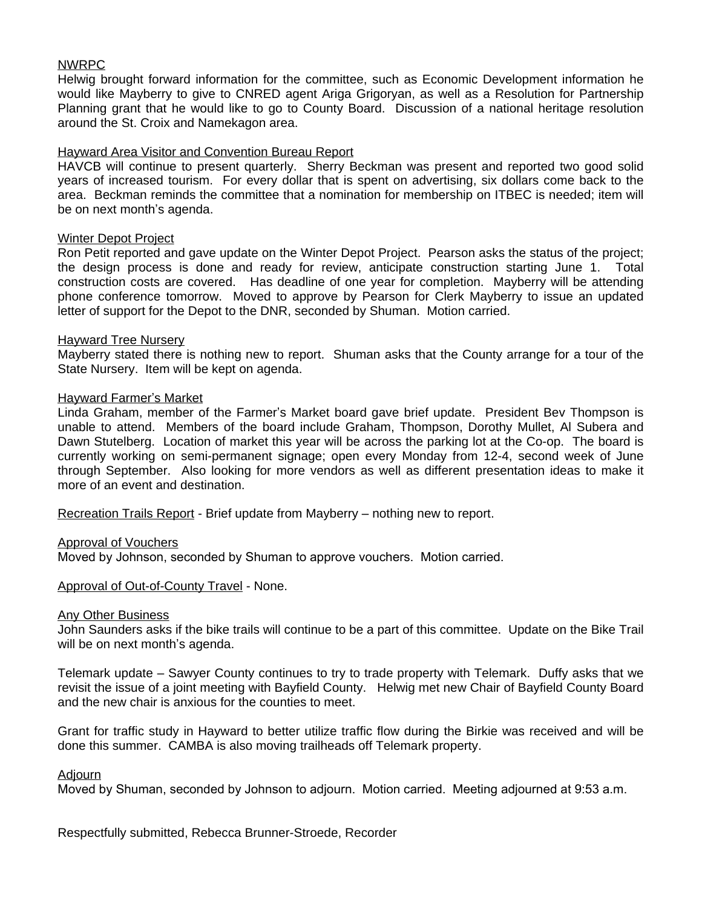<u>NWRPC</u>
Helwig brought forward information for the committee, such as Economic Development information he would like Mayberry to give to CNRED agent Ariga Grigoryan, as well as a Resolution for Partnership Planning grant that he would like to go to County Board. Discussion of a national heritage resolution around the St. Croix and Namekagon area.

<u>Hayward Area Visitor and Convention Bureau Report</u>
HAVCB will continue to present quarterly. Sherry Beckman was present and reported two good solid years of increased tourism. For every dollar that is spent on advertising, six dollars come back to the area. Beckman reminds the committee that a nomination for membership on ITBEC is needed; item will be on next month's agenda.

<u>Winter Depot Project</u>
Ron Petit reported and gave update on the Winter Depot Project. Pearson asks the status of the project; the design process is done and ready for review, anticipate construction starting June 1. Total construction costs are covered. Has deadline of one year for completion. Mayberry will be attending phone conference tomorrow. Moved to approve by Pearson for Clerk Mayberry to issue an updated letter of support for the Depot to the DNR, seconded by Shuman. Motion carried.

<u>Hayward Tree Nursery</u>
Mayberry stated there is nothing new to report. Shuman asks that the County arrange for a tour of the State Nursery. Item will be kept on agenda.

<u>Hayward Farmer's Market</u>
Linda Graham, member of the Farmer's Market board gave brief update. President Bev Thompson is unable to attend. Members of the board include Graham, Thompson, Dorothy Mullet, Al Subera and Dawn Stutelberg. Location of market this year will be across the parking lot at the Co-op. The board is currently working on semi-permanent signage; open every Monday from 12-4, second week of June through September. Also looking for more vendors as well as different presentation ideas to make it more of an event and destination.

<u>Recreation Trails Report</u> - Brief update from Mayberry – nothing new to report.

<u>Approval of Vouchers</u>
Moved by Johnson, seconded by Shuman to approve vouchers. Motion carried.

<u>Approval of Out-of-County Travel</u> - None.

<u>Any Other Business</u>
John Saunders asks if the bike trails will continue to be a part of this committee. Update on the Bike Trail will be on next month's agenda.

Telemark update – Sawyer County continues to try to trade property with Telemark. Duffy asks that we revisit the issue of a joint meeting with Bayfield County. Helwig met new Chair of Bayfield County Board and the new chair is anxious for the counties to meet.

Grant for traffic study in Hayward to better utilize traffic flow during the Birkie was received and will be done this summer. CAMBA is also moving trailheads off Telemark property.

<u>Adjourn</u>
Moved by Shuman, seconded by Johnson to adjourn. Motion carried. Meeting adjourned at 9:53 a.m.

Respectfully submitted, Rebecca Brunner-Stroede, Recorder